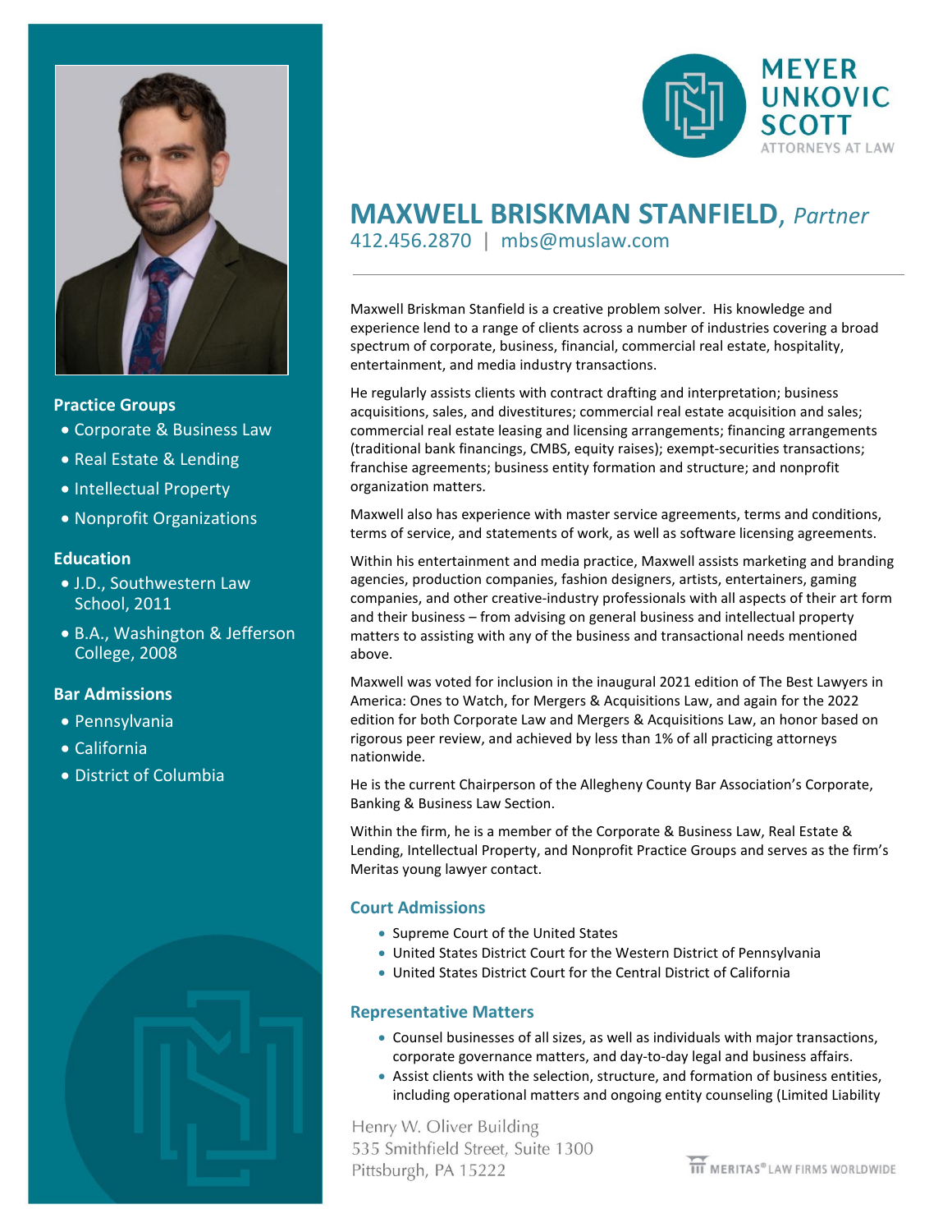MEYER UNKOVIC SCOTT
ATTORNEYS AT LAW

# MAXWELL BRISKMAN STANFIELD, *Partner*

412.456.2870 | mbs@muslaw.com

Maxwell Briskman Stanfield is a creative problem solver. His knowledge and experience lend to a range of clients across a number of industries covering a broad spectrum of corporate, business, financial, commercial real estate, hospitality, entertainment, and media industry transactions.

He regularly assists clients with contract drafting and interpretation; business acquisitions, sales, and divestitures; commercial real estate acquisition and sales; commercial real estate leasing and licensing arrangements; financing arrangements (traditional bank financings, CMBS, equity raises); exempt-securities transactions; franchise agreements; business entity formation and structure; and nonprofit organization matters.

Maxwell also has experience with master service agreements, terms and conditions, terms of service, and statements of work, as well as software licensing agreements.

Within his entertainment and media practice, Maxwell assists marketing and branding agencies, production companies, fashion designers, artists, entertainers, gaming companies, and other creative-industry professionals with all aspects of their art form and their business – from advising on general business and intellectual property matters to assisting with any of the business and transactional needs mentioned above.

Maxwell was voted for inclusion in the inaugural 2021 edition of The Best Lawyers in America: Ones to Watch, for Mergers & Acquisitions Law, and again for the 2022 edition for both Corporate Law and Mergers & Acquisitions Law, an honor based on rigorous peer review, and achieved by less than 1% of all practicing attorneys nationwide.

He is the current Chairperson of the Allegheny County Bar Association's Corporate, Banking & Business Law Section.

Within the firm, he is a member of the Corporate & Business Law, Real Estate & Lending, Intellectual Property, and Nonprofit Practice Groups and serves as the firm's Meritas young lawyer contact.

## Practice Groups

- Corporate & Business Law
- Real Estate & Lending
- Intellectual Property
- Nonprofit Organizations

## Education

- J.D., Southwestern Law School, 2011
- B.A., Washington & Jefferson College, 2008

## Bar Admissions

- Pennsylvania
- California
- District of Columbia

## Court Admissions

- Supreme Court of the United States
- United States District Court for the Western District of Pennsylvania
- United States District Court for the Central District of California

## Representative Matters

- Counsel businesses of all sizes, as well as individuals with major transactions, corporate governance matters, and day-to-day legal and business affairs.
- Assist clients with the selection, structure, and formation of business entities, including operational matters and ongoing entity counseling (Limited Liability

Henry W. Oliver Building
535 Smithfield Street, Suite 1300
Pittsburgh, PA 15222

MERITAS® LAW FIRMS WORLDWIDE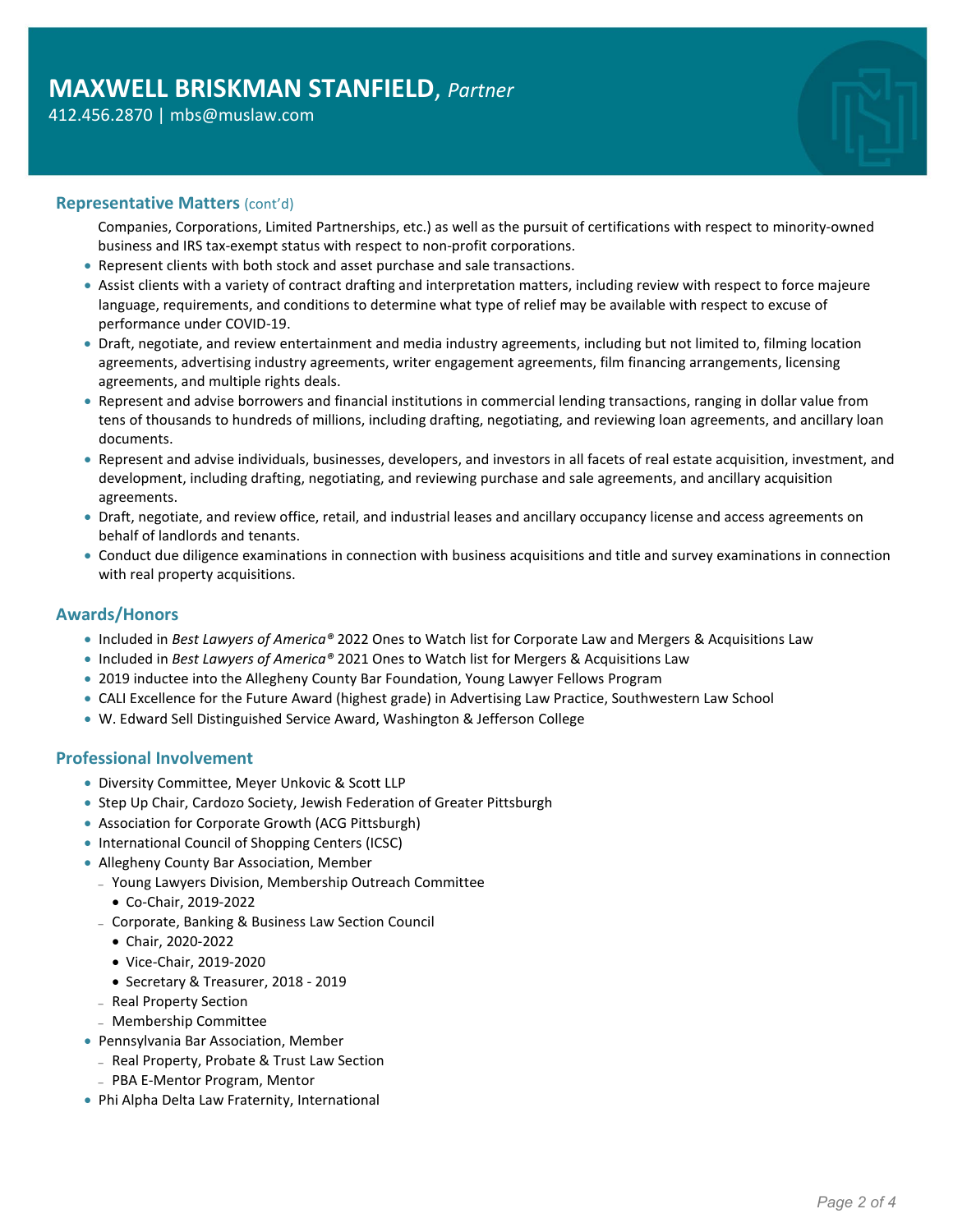# MAXWELL BRISKMAN STANFIELD, *Partner*

412.456.2870 | mbs@muslaw.com

## Representative Matters (cont'd)

Companies, Corporations, Limited Partnerships, etc.) as well as the pursuit of certifications with respect to minority-owned business and IRS tax-exempt status with respect to non-profit corporations.

- Represent clients with both stock and asset purchase and sale transactions.
- Assist clients with a variety of contract drafting and interpretation matters, including review with respect to force majeure language, requirements, and conditions to determine what type of relief may be available with respect to excuse of performance under COVID-19.
- Draft, negotiate, and review entertainment and media industry agreements, including but not limited to, filming location agreements, advertising industry agreements, writer engagement agreements, film financing arrangements, licensing agreements, and multiple rights deals.
- Represent and advise borrowers and financial institutions in commercial lending transactions, ranging in dollar value from tens of thousands to hundreds of millions, including drafting, negotiating, and reviewing loan agreements, and ancillary loan documents.
- Represent and advise individuals, businesses, developers, and investors in all facets of real estate acquisition, investment, and development, including drafting, negotiating, and reviewing purchase and sale agreements, and ancillary acquisition agreements.
- Draft, negotiate, and review office, retail, and industrial leases and ancillary occupancy license and access agreements on behalf of landlords and tenants.
- Conduct due diligence examinations in connection with business acquisitions and title and survey examinations in connection with real property acquisitions.

## Awards/Honors

- Included in *Best Lawyers of America®* 2022 Ones to Watch list for Corporate Law and Mergers & Acquisitions Law
- Included in *Best Lawyers of America®* 2021 Ones to Watch list for Mergers & Acquisitions Law
- 2019 inductee into the Allegheny County Bar Foundation, Young Lawyer Fellows Program
- CALI Excellence for the Future Award (highest grade) in Advertising Law Practice, Southwestern Law School
- W. Edward Sell Distinguished Service Award, Washington & Jefferson College

## Professional Involvement

- Diversity Committee, Meyer Unkovic & Scott LLP
- Step Up Chair, Cardozo Society, Jewish Federation of Greater Pittsburgh
- Association for Corporate Growth (ACG Pittsburgh)
- International Council of Shopping Centers (ICSC)
- Allegheny County Bar Association, Member
  - Young Lawyers Division, Membership Outreach Committee
    - Co-Chair, 2019-2022
  - Corporate, Banking & Business Law Section Council
    - Chair, 2020-2022
    - Vice-Chair, 2019-2020
    - Secretary & Treasurer, 2018 - 2019
  - Real Property Section
  - Membership Committee
- Pennsylvania Bar Association, Member
  - Real Property, Probate & Trust Law Section
  - PBA E-Mentor Program, Mentor
- Phi Alpha Delta Law Fraternity, International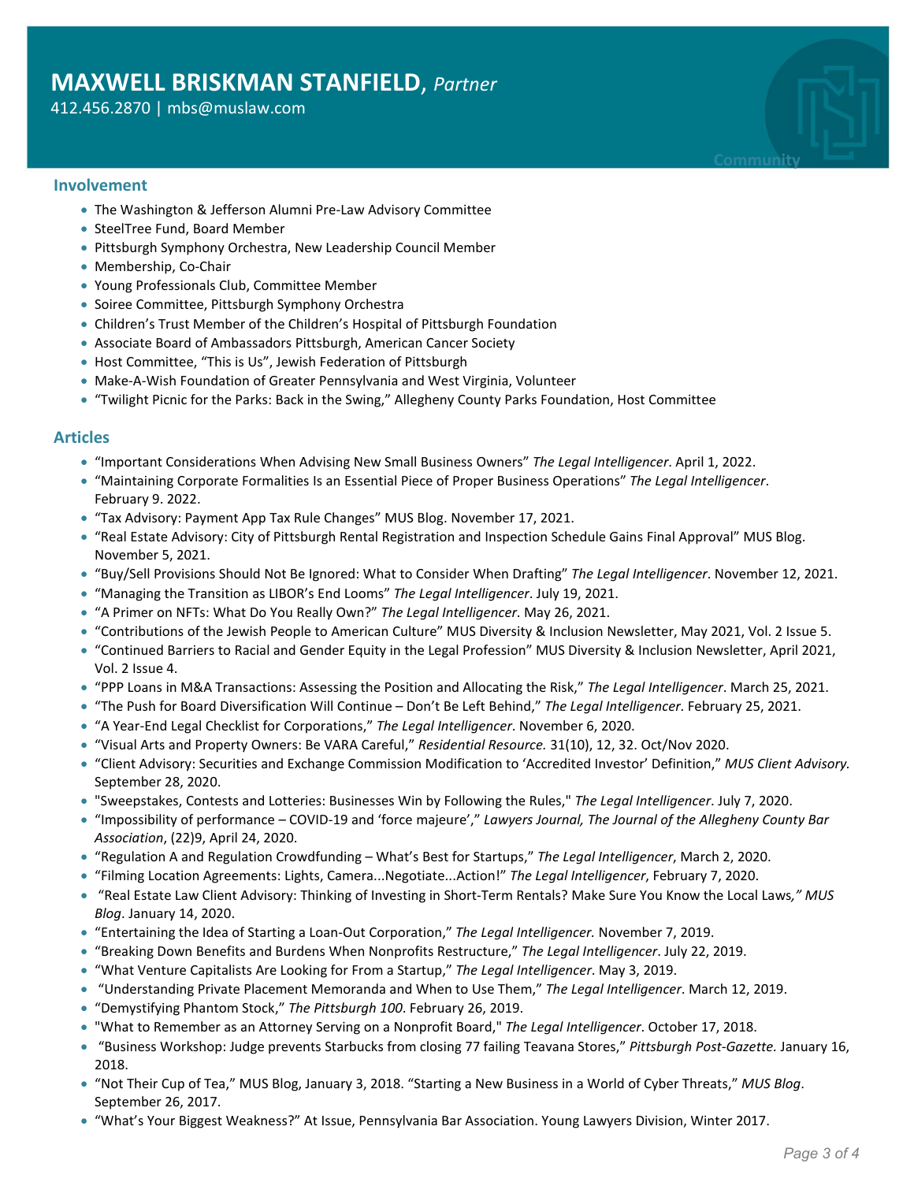# MAXWELL BRISKMAN STANFIELD, *Partner*

412.456.2870 | mbs@muslaw.com

## Involvement

- The Washington & Jefferson Alumni Pre-Law Advisory Committee
- SteelTree Fund, Board Member
- Pittsburgh Symphony Orchestra, New Leadership Council Member
- Membership, Co-Chair
- Young Professionals Club, Committee Member
- Soiree Committee, Pittsburgh Symphony Orchestra
- Children's Trust Member of the Children's Hospital of Pittsburgh Foundation
- Associate Board of Ambassadors Pittsburgh, American Cancer Society
- Host Committee, "This is Us", Jewish Federation of Pittsburgh
- Make-A-Wish Foundation of Greater Pennsylvania and West Virginia, Volunteer
- "Twilight Picnic for the Parks: Back in the Swing," Allegheny County Parks Foundation, Host Committee

## Articles

- "Important Considerations When Advising New Small Business Owners" *The Legal Intelligencer*. April 1, 2022.
- "Maintaining Corporate Formalities Is an Essential Piece of Proper Business Operations" *The Legal Intelligencer*. February 9. 2022.
- "Tax Advisory: Payment App Tax Rule Changes" MUS Blog. November 17, 2021.
- "Real Estate Advisory: City of Pittsburgh Rental Registration and Inspection Schedule Gains Final Approval" MUS Blog. November 5, 2021.
- "Buy/Sell Provisions Should Not Be Ignored: What to Consider When Drafting" *The Legal Intelligencer*. November 12, 2021.
- "Managing the Transition as LIBOR's End Looms" *The Legal Intelligencer*. July 19, 2021.
- "A Primer on NFTs: What Do You Really Own?" *The Legal Intelligencer*. May 26, 2021.
- "Contributions of the Jewish People to American Culture" MUS Diversity & Inclusion Newsletter, May 2021, Vol. 2 Issue 5.
- "Continued Barriers to Racial and Gender Equity in the Legal Profession" MUS Diversity & Inclusion Newsletter, April 2021, Vol. 2 Issue 4.
- "PPP Loans in M&A Transactions: Assessing the Position and Allocating the Risk," *The Legal Intelligencer*. March 25, 2021.
- "The Push for Board Diversification Will Continue – Don't Be Left Behind," *The Legal Intelligencer*. February 25, 2021.
- "A Year-End Legal Checklist for Corporations," *The Legal Intelligencer*. November 6, 2020.
- "Visual Arts and Property Owners: Be VARA Careful," *Residential Resource.* 31(10), 12, 32. Oct/Nov 2020.
- "Client Advisory: Securities and Exchange Commission Modification to 'Accredited Investor' Definition," *MUS Client Advisory.* September 28, 2020.
- "Sweepstakes, Contests and Lotteries: Businesses Win by Following the Rules," *The Legal Intelligencer*. July 7, 2020.
- "Impossibility of performance – COVID-19 and 'force majeure'," *Lawyers Journal, The Journal of the Allegheny County Bar Association*, (22)9, April 24, 2020.
- "Regulation A and Regulation Crowdfunding – What's Best for Startups," *The Legal Intelligencer*, March 2, 2020.
- "Filming Location Agreements: Lights, Camera...Negotiate...Action!" *The Legal Intelligencer*, February 7, 2020.
- "Real Estate Law Client Advisory: Thinking of Investing in Short-Term Rentals? Make Sure You Know the Local Laws*," MUS Blog*. January 14, 2020.
- "Entertaining the Idea of Starting a Loan-Out Corporation," *The Legal Intelligencer.* November 7, 2019.
- "Breaking Down Benefits and Burdens When Nonprofits Restructure," *The Legal Intelligencer*. July 22, 2019.
- "What Venture Capitalists Are Looking for From a Startup," *The Legal Intelligencer*. May 3, 2019.
- "Understanding Private Placement Memoranda and When to Use Them," *The Legal Intelligencer*. March 12, 2019.
- "Demystifying Phantom Stock," *The Pittsburgh 100*. February 26, 2019.
- "What to Remember as an Attorney Serving on a Nonprofit Board," *The Legal Intelligencer*. October 17, 2018.
- "Business Workshop: Judge prevents Starbucks from closing 77 failing Teavana Stores," *Pittsburgh Post-Gazette.* January 16, 2018.
- "Not Their Cup of Tea," MUS Blog, January 3, 2018. "Starting a New Business in a World of Cyber Threats," *MUS Blog*. September 26, 2017.
- "What's Your Biggest Weakness?" At Issue, Pennsylvania Bar Association. Young Lawyers Division, Winter 2017.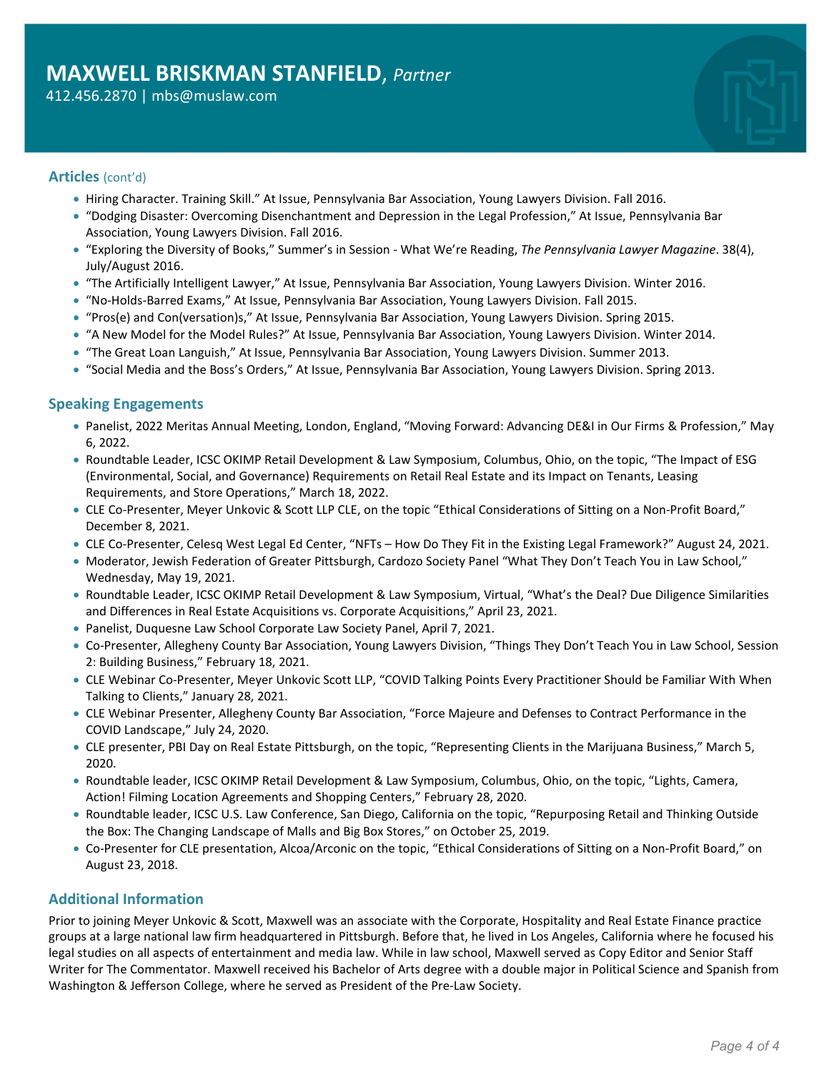# MAXWELL BRISKMAN STANFIELD, *Partner*

412.456.2870 | mbs@muslaw.com

## Articles (cont'd)

- Hiring Character. Training Skill." At Issue, Pennsylvania Bar Association, Young Lawyers Division. Fall 2016.
- "Dodging Disaster: Overcoming Disenchantment and Depression in the Legal Profession," At Issue, Pennsylvania Bar Association, Young Lawyers Division. Fall 2016.
- "Exploring the Diversity of Books," Summer's in Session - What We're Reading, *The Pennsylvania Lawyer Magazine*. 38(4), July/August 2016.
- "The Artificially Intelligent Lawyer," At Issue, Pennsylvania Bar Association, Young Lawyers Division. Winter 2016.
- "No-Holds-Barred Exams," At Issue, Pennsylvania Bar Association, Young Lawyers Division. Fall 2015.
- "Pros(e) and Con(versation)s," At Issue, Pennsylvania Bar Association, Young Lawyers Division. Spring 2015.
- "A New Model for the Model Rules?" At Issue, Pennsylvania Bar Association, Young Lawyers Division. Winter 2014.
- "The Great Loan Languish," At Issue, Pennsylvania Bar Association, Young Lawyers Division. Summer 2013.
- "Social Media and the Boss's Orders," At Issue, Pennsylvania Bar Association, Young Lawyers Division. Spring 2013.

## Speaking Engagements

- Panelist, 2022 Meritas Annual Meeting, London, England, "Moving Forward: Advancing DE&I in Our Firms & Profession," May 6, 2022.
- Roundtable Leader, ICSC OKIMP Retail Development & Law Symposium, Columbus, Ohio, on the topic, "The Impact of ESG (Environmental, Social, and Governance) Requirements on Retail Real Estate and its Impact on Tenants, Leasing Requirements, and Store Operations," March 18, 2022.
- CLE Co-Presenter, Meyer Unkovic & Scott LLP CLE, on the topic "Ethical Considerations of Sitting on a Non-Profit Board," December 8, 2021.
- CLE Co-Presenter, Celesq West Legal Ed Center, "NFTs – How Do They Fit in the Existing Legal Framework?" August 24, 2021.
- Moderator, Jewish Federation of Greater Pittsburgh, Cardozo Society Panel "What They Don't Teach You in Law School," Wednesday, May 19, 2021.
- Roundtable Leader, ICSC OKIMP Retail Development & Law Symposium, Virtual, "What's the Deal? Due Diligence Similarities and Differences in Real Estate Acquisitions vs. Corporate Acquisitions," April 23, 2021.
- Panelist, Duquesne Law School Corporate Law Society Panel, April 7, 2021.
- Co-Presenter, Allegheny County Bar Association, Young Lawyers Division, "Things They Don't Teach You in Law School, Session 2: Building Business," February 18, 2021.
- CLE Webinar Co-Presenter, Meyer Unkovic Scott LLP, "COVID Talking Points Every Practitioner Should be Familiar With When Talking to Clients," January 28, 2021.
- CLE Webinar Presenter, Allegheny County Bar Association, "Force Majeure and Defenses to Contract Performance in the COVID Landscape," July 24, 2020.
- CLE presenter, PBI Day on Real Estate Pittsburgh, on the topic, "Representing Clients in the Marijuana Business," March 5, 2020.
- Roundtable leader, ICSC OKIMP Retail Development & Law Symposium, Columbus, Ohio, on the topic, "Lights, Camera, Action! Filming Location Agreements and Shopping Centers," February 28, 2020.
- Roundtable leader, ICSC U.S. Law Conference, San Diego, California on the topic, "Repurposing Retail and Thinking Outside the Box: The Changing Landscape of Malls and Big Box Stores," on October 25, 2019.
- Co-Presenter for CLE presentation, Alcoa/Arconic on the topic, "Ethical Considerations of Sitting on a Non-Profit Board," on August 23, 2018.

## Additional Information

Prior to joining Meyer Unkovic & Scott, Maxwell was an associate with the Corporate, Hospitality and Real Estate Finance practice groups at a large national law firm headquartered in Pittsburgh. Before that, he lived in Los Angeles, California where he focused his legal studies on all aspects of entertainment and media law. While in law school, Maxwell served as Copy Editor and Senior Staff Writer for The Commentator. Maxwell received his Bachelor of Arts degree with a double major in Political Science and Spanish from Washington & Jefferson College, where he served as President of the Pre-Law Society.